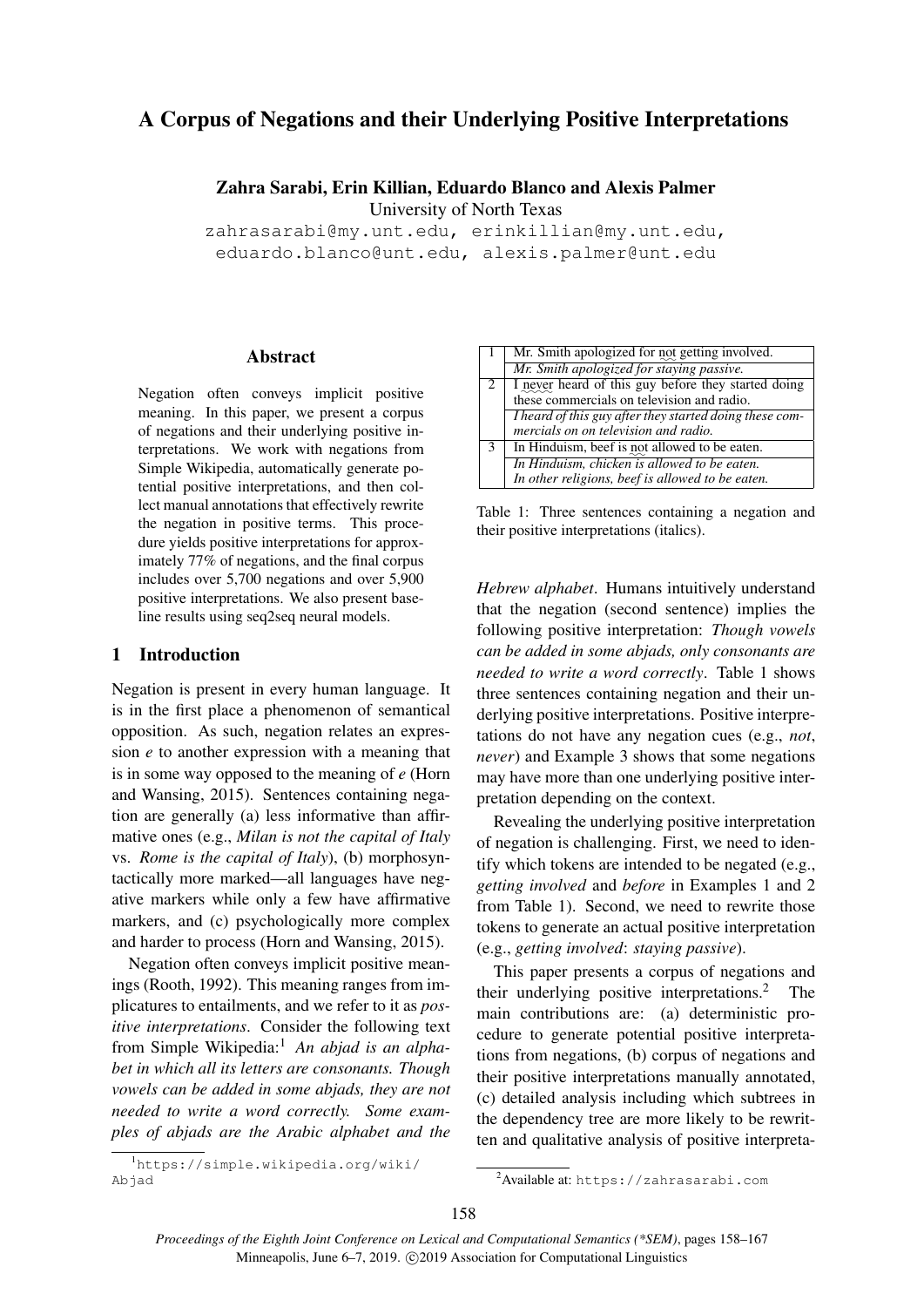# A Corpus of Negations and their Underlying Positive Interpretations

**Zahra Sarabi, Erin Killian, Eduardo Blanco and Alexis Palmer**
University of North Texas
zahrasarabi@my.unt.edu, erinkillian@my.unt.edu,
eduardo.blanco@unt.edu, alexis.palmer@unt.edu

## Abstract

Negation often conveys implicit positive meaning. In this paper, we present a corpus of negations and their underlying positive interpretations. We work with negations from Simple Wikipedia, automatically generate potential positive interpretations, and then collect manual annotations that effectively rewrite the negation in positive terms. This procedure yields positive interpretations for approximately 77% of negations, and the final corpus includes over 5,700 negations and over 5,900 positive interpretations. We also present baseline results using seq2seq neural models.

## 1 Introduction

Negation is present in every human language. It is in the first place a phenomenon of semantical opposition. As such, negation relates an expression *e* to another expression with a meaning that is in some way opposed to the meaning of *e* (Horn and Wansing, 2015). Sentences containing negation are generally (a) less informative than affirmative ones (e.g., *Milan is not the capital of Italy* vs. *Rome is the capital of Italy*), (b) morphosyntactically more marked—all languages have negative markers while only a few have affirmative markers, and (c) psychologically more complex and harder to process (Horn and Wansing, 2015).

Negation often conveys implicit positive meanings (Rooth, 1992). This meaning ranges from implicatures to entailments, and we refer to it as *positive interpretations*. Consider the following text from Simple Wikipedia:[1] *An abjad is an alphabet in which all its letters are consonants. Though vowels can be added in some abjads, they are not needed to write a word correctly. Some examples of abjads are the Arabic alphabet and the Hebrew alphabet*. Humans intuitively understand that the negation (second sentence) implies the following positive interpretation: *Though vowels can be added in some abjads, only consonants are needed to write a word correctly*. Table 1 shows three sentences containing negation and their underlying positive interpretations. Positive interpretations do not have any negation cues (e.g., *not*, *never*) and Example 3 shows that some negations may have more than one underlying positive interpretation depending on the context.

| | |
|---|---|
| 1 | Mr. Smith apologized for not getting involved. |
| | *Mr. Smith apologized for staying passive.* |
| 2 | I never heard of this guy before they started doing these commercials on television and radio. |
| | *I heard of this guy after they started doing these commercials on on television and radio.* |
| 3 | In Hinduism, beef is not allowed to be eaten. |
| | *In Hinduism, chicken is allowed to be eaten.* <br> *In other religions, beef is allowed to be eaten.* |

Table 1: Three sentences containing a negation and their positive interpretations (italics).

Revealing the underlying positive interpretation of negation is challenging. First, we need to identify which tokens are intended to be negated (e.g., *getting involved* and *before* in Examples 1 and 2 from Table 1). Second, we need to rewrite those tokens to generate an actual positive interpretation (e.g., *getting involved*: *staying passive*).

This paper presents a corpus of negations and their underlying positive interpretations.[2] The main contributions are: (a) deterministic procedure to generate potential positive interpretations from negations, (b) corpus of negations and their positive interpretations manually annotated, (c) detailed analysis including which subtrees in the dependency tree are more likely to be rewritten and qualitative analysis of positive interpreta-

[1] https://simple.wikipedia.org/wiki/Abjad

[2] Available at: https://zahrasarabi.com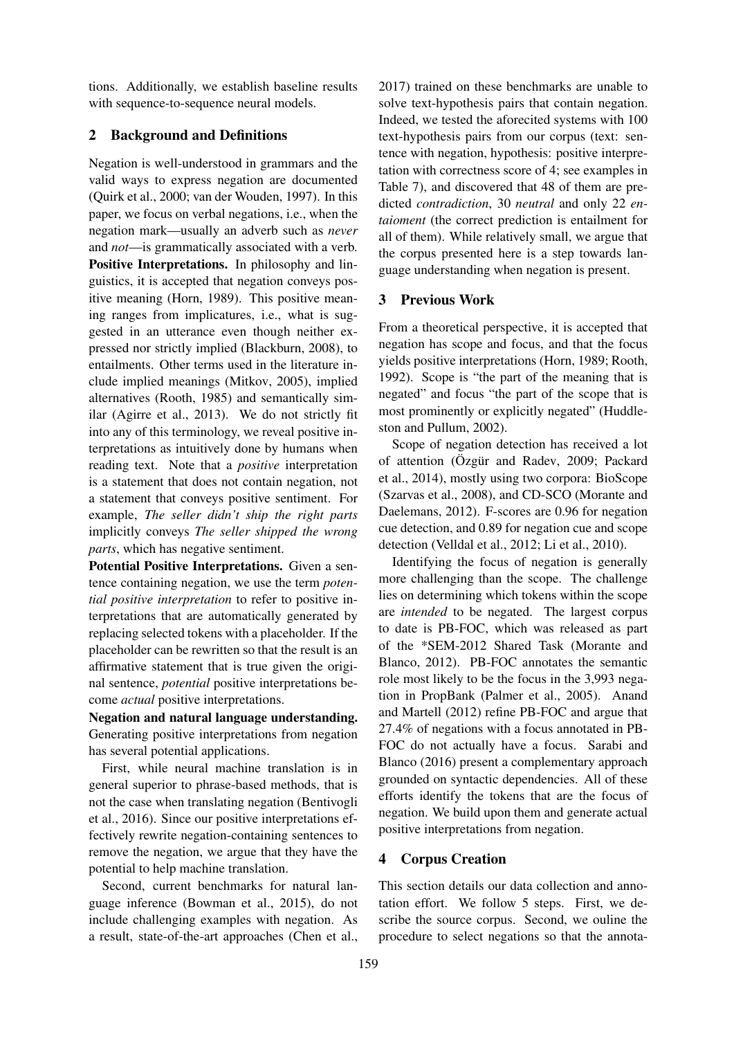tions. Additionally, we establish baseline results with sequence-to-sequence neural models.

## 2 Background and Definitions

Negation is well-understood in grammars and the valid ways to express negation are documented (Quirk et al., 2000; van der Wouden, 1997). In this paper, we focus on verbal negations, i.e., when the negation mark—usually an adverb such as *never* and *not*—is grammatically associated with a verb.

**Positive Interpretations.** In philosophy and linguistics, it is accepted that negation conveys positive meaning (Horn, 1989). This positive meaning ranges from implicatures, i.e., what is suggested in an utterance even though neither expressed nor strictly implied (Blackburn, 2008), to entailments. Other terms used in the literature include implied meanings (Mitkov, 2005), implied alternatives (Rooth, 1985) and semantically similar (Agirre et al., 2013). We do not strictly fit into any of this terminology, we reveal positive interpretations as intuitively done by humans when reading text. Note that a *positive* interpretation is a statement that does not contain negation, not a statement that conveys positive sentiment. For example, *The seller didn't ship the right parts* implicitly conveys *The seller shipped the wrong parts*, which has negative sentiment.

**Potential Positive Interpretations.** Given a sentence containing negation, we use the term *potential positive interpretation* to refer to positive interpretations that are automatically generated by replacing selected tokens with a placeholder. If the placeholder can be rewritten so that the result is an affirmative statement that is true given the original sentence, *potential* positive interpretations become *actual* positive interpretations.

**Negation and natural language understanding.** Generating positive interpretations from negation has several potential applications.

First, while neural machine translation is in general superior to phrase-based methods, that is not the case when translating negation (Bentivogli et al., 2016). Since our positive interpretations effectively rewrite negation-containing sentences to remove the negation, we argue that they have the potential to help machine translation.

Second, current benchmarks for natural language inference (Bowman et al., 2015), do not include challenging examples with negation. As a result, state-of-the-art approaches (Chen et al., 2017) trained on these benchmarks are unable to solve text-hypothesis pairs that contain negation. Indeed, we tested the aforecited systems with 100 text-hypothesis pairs from our corpus (text: sentence with negation, hypothesis: positive interpretation with correctness score of 4; see examples in Table 7), and discovered that 48 of them are predicted *contradiction*, 30 *neutral* and only 22 *entaioment* (the correct prediction is entailment for all of them). While relatively small, we argue that the corpus presented here is a step towards language understanding when negation is present.

## 3 Previous Work

From a theoretical perspective, it is accepted that negation has scope and focus, and that the focus yields positive interpretations (Horn, 1989; Rooth, 1992). Scope is "the part of the meaning that is negated" and focus "the part of the scope that is most prominently or explicitly negated" (Huddleston and Pullum, 2002).

Scope of negation detection has received a lot of attention (Özgür and Radev, 2009; Packard et al., 2014), mostly using two corpora: BioScope (Szarvas et al., 2008), and CD-SCO (Morante and Daelemans, 2012). F-scores are 0.96 for negation cue detection, and 0.89 for negation cue and scope detection (Velldal et al., 2012; Li et al., 2010).

Identifying the focus of negation is generally more challenging than the scope. The challenge lies on determining which tokens within the scope are *intended* to be negated. The largest corpus to date is PB-FOC, which was released as part of the *SEM-2012 Shared Task (Morante and Blanco, 2012). PB-FOC annotates the semantic role most likely to be the focus in the 3,993 negation in PropBank (Palmer et al., 2005). Anand and Martell (2012) refine PB-FOC and argue that 27.4% of negations with a focus annotated in PB-FOC do not actually have a focus. Sarabi and Blanco (2016) present a complementary approach grounded on syntactic dependencies. All of these efforts identify the tokens that are the focus of negation. We build upon them and generate actual positive interpretations from negation.

## 4 Corpus Creation

This section details our data collection and annotation effort. We follow 5 steps. First, we describe the source corpus. Second, we ouline the procedure to select negations so that the annota-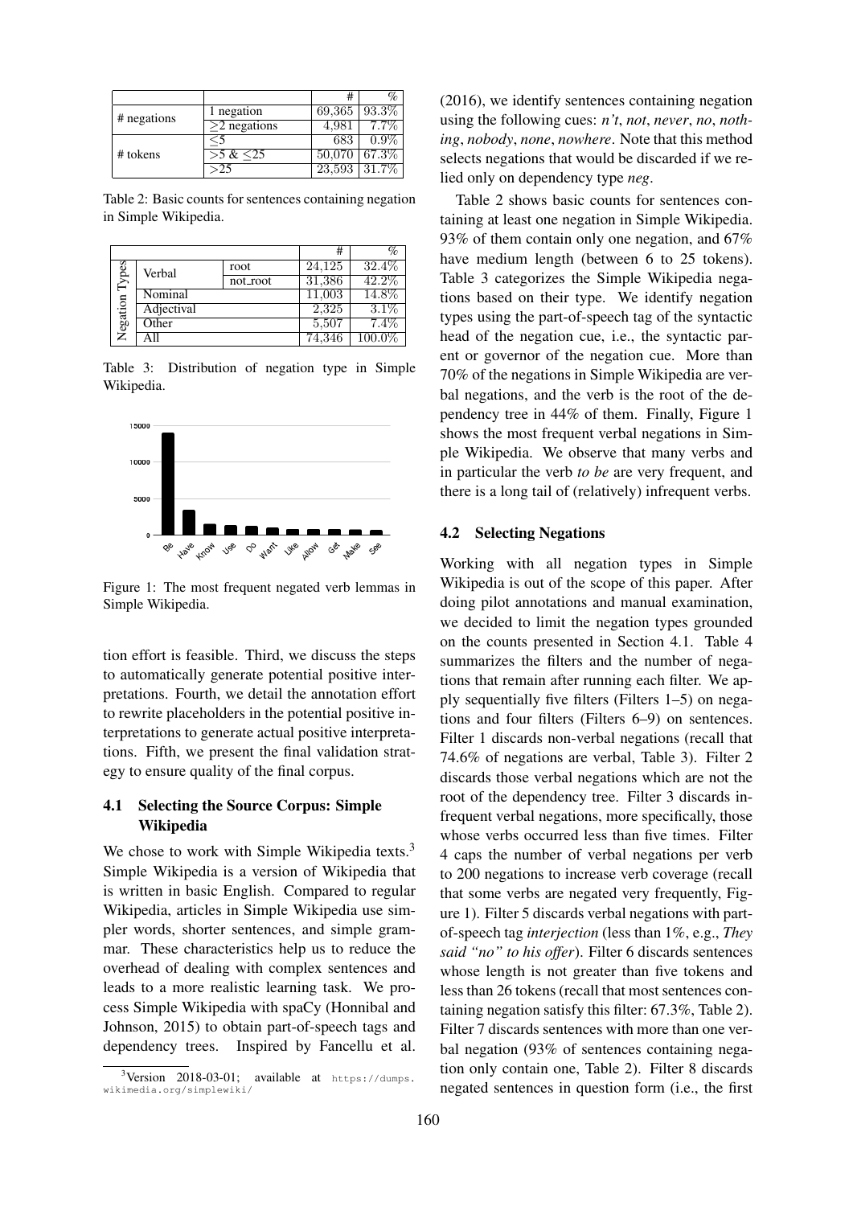|  |  | # | % |
|---|---|---|---|
| # negations | 1 negation | 69,365 | 93.3% |
|  | ≥2 negations | 4,981 | 7.7% |
| # tokens | ≤5 | 683 | 0.9% |
|  | >5 & ≤25 | 50,070 | 67.3% |
|  | >25 | 23,593 | 31.7% |

Table 2: Basic counts for sentences containing negation in Simple Wikipedia.

|  |  |  | # | % |
|---|---|---|---|---|
| Negation Types | Verbal | root | 24,125 | 32.4% |
|  |  | not_root | 31,386 | 42.2% |
|  | Nominal |  | 11,003 | 14.8% |
|  | Adjectival |  | 2,325 | 3.1% |
|  | Other |  | 5,507 | 7.4% |
|  | All |  | 74,346 | 100.0% |

Table 3: Distribution of negation type in Simple Wikipedia.

Figure 1: The most frequent negated verb lemmas in Simple Wikipedia.

tion effort is feasible. Third, we discuss the steps to automatically generate potential positive interpretations. Fourth, we detail the annotation effort to rewrite placeholders in the potential positive interpretations to generate actual positive interpretations. Fifth, we present the final validation strategy to ensure quality of the final corpus.

### 4.1 Selecting the Source Corpus: Simple Wikipedia

We chose to work with Simple Wikipedia texts.[3] Simple Wikipedia is a version of Wikipedia that is written in basic English. Compared to regular Wikipedia, articles in Simple Wikipedia use simpler words, shorter sentences, and simple grammar. These characteristics help us to reduce the overhead of dealing with complex sentences and leads to a more realistic learning task. We process Simple Wikipedia with spaCy (Honnibal and Johnson, 2015) to obtain part-of-speech tags and dependency trees. Inspired by Fancellu et al. (2016), we identify sentences containing negation using the following cues: *n't*, *not*, *never*, *no*, *nothing*, *nobody*, *none*, *nowhere*. Note that this method selects negations that would be discarded if we relied only on dependency type *neg*.

[3] Version 2018-03-01; available at https://dumps.wikimedia.org/simplewiki/

Table 2 shows basic counts for sentences containing at least one negation in Simple Wikipedia. 93% of them contain only one negation, and 67% have medium length (between 6 to 25 tokens). Table 3 categorizes the Simple Wikipedia negations based on their type. We identify negation types using the part-of-speech tag of the syntactic head of the negation cue, i.e., the syntactic parent or governor of the negation cue. More than 70% of the negations in Simple Wikipedia are verbal negations, and the verb is the root of the dependency tree in 44% of them. Finally, Figure 1 shows the most frequent verbal negations in Simple Wikipedia. We observe that many verbs and in particular the verb *to be* are very frequent, and there is a long tail of (relatively) infrequent verbs.

### 4.2 Selecting Negations

Working with all negation types in Simple Wikipedia is out of the scope of this paper. After doing pilot annotations and manual examination, we decided to limit the negation types grounded on the counts presented in Section 4.1. Table 4 summarizes the filters and the number of negations that remain after running each filter. We apply sequentially five filters (Filters 1–5) on negations and four filters (Filters 6–9) on sentences. Filter 1 discards non-verbal negations (recall that 74.6% of negations are verbal, Table 3). Filter 2 discards those verbal negations which are not the root of the dependency tree. Filter 3 discards infrequent verbal negations, more specifically, those whose verbs occurred less than five times. Filter 4 caps the number of verbal negations per verb to 200 negations to increase verb coverage (recall that some verbs are negated very frequently, Figure 1). Filter 5 discards verbal negations with part-of-speech tag *interjection* (less than 1%, e.g., *They said "no" to his offer*). Filter 6 discards sentences whose length is not greater than five tokens and less than 26 tokens (recall that most sentences containing negation satisfy this filter: 67.3%, Table 2). Filter 7 discards sentences with more than one verbal negation (93% of sentences containing negation only contain one, Table 2). Filter 8 discards negated sentences in question form (i.e., the first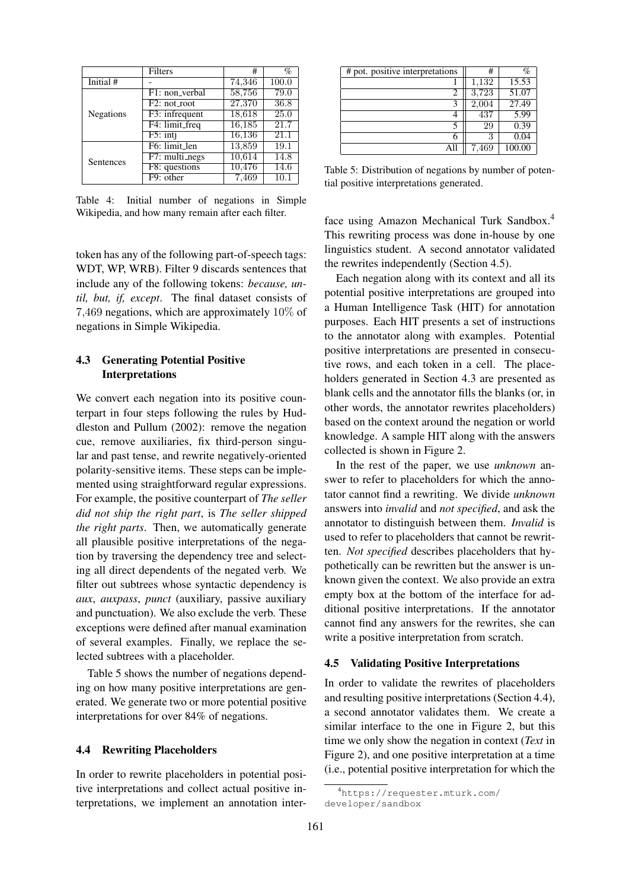|  | Filters | # | % |
|---|---|---|---|
| Initial # | - | 74,346 | 100.0 |
| Negations | F1: non_verbal | 58,756 | 79.0 |
|  | F2: not_root | 27,370 | 36.8 |
|  | F3: infrequent | 18,618 | 25.0 |
|  | F4: limit_freq | 16,185 | 21.7 |
|  | F5: intj | 16,136 | 21.1 |
| Sentences | F6: limit_len | 13,859 | 19.1 |
|  | F7: multi_negs | 10,614 | 14.8 |
|  | F8: questions | 10,476 | 14.6 |
|  | F9: other | 7,469 | 10.1 |

Table 4: Initial number of negations in Simple Wikipedia, and how many remain after each filter.

token has any of the following part-of-speech tags: WDT, WP, WRB). Filter 9 discards sentences that include any of the following tokens: *because, until, but, if, except*. The final dataset consists of 7,469 negations, which are approximately 10% of negations in Simple Wikipedia.

### 4.3 Generating Potential Positive Interpretations

We convert each negation into its positive counterpart in four steps following the rules by Huddleston and Pullum (2002): remove the negation cue, remove auxiliaries, fix third-person singular and past tense, and rewrite negatively-oriented polarity-sensitive items. These steps can be implemented using straightforward regular expressions. For example, the positive counterpart of *The seller did not ship the right part*, is *The seller shipped the right parts*. Then, we automatically generate all plausible positive interpretations of the negation by traversing the dependency tree and selecting all direct dependents of the negated verb. We filter out subtrees whose syntactic dependency is *aux*, *auxpass*, *punct* (auxiliary, passive auxiliary and punctuation). We also exclude the verb. These exceptions were defined after manual examination of several examples. Finally, we replace the selected subtrees with a placeholder.

Table 5 shows the number of negations depending on how many positive interpretations are generated. We generate two or more potential positive interpretations for over 84% of negations.

### 4.4 Rewriting Placeholders

In order to rewrite placeholders in potential positive interpretations and collect actual positive interpretations, we implement an annotation interface using Amazon Mechanical Turk Sandbox.[4] This rewriting process was done in-house by one linguistics student. A second annotator validated the rewrites independently (Section 4.5).

| # pot. positive interpretations | # | % |
|---|---|---|
| 1 | 1,132 | 15.53 |
| 2 | 3,723 | 51.07 |
| 3 | 2,004 | 27.49 |
| 4 | 437 | 5.99 |
| 5 | 29 | 0.39 |
| 6 | 3 | 0.04 |
| All | 7,469 | 100.00 |

Table 5: Distribution of negations by number of potential positive interpretations generated.

Each negation along with its context and all its potential positive interpretations are grouped into a Human Intelligence Task (HIT) for annotation purposes. Each HIT presents a set of instructions to the annotator along with examples. Potential positive interpretations are presented in consecutive rows, and each token in a cell. The placeholders generated in Section 4.3 are presented as blank cells and the annotator fills the blanks (or, in other words, the annotator rewrites placeholders) based on the context around the negation or world knowledge. A sample HIT along with the answers collected is shown in Figure 2.

In the rest of the paper, we use *unknown* answer to refer to placeholders for which the annotator cannot find a rewriting. We divide *unknown* answers into *invalid* and *not specified*, and ask the annotator to distinguish between them. *Invalid* is used to refer to placeholders that cannot be rewritten. *Not specified* describes placeholders that hypothetically can be rewritten but the answer is unknown given the context. We also provide an extra empty box at the bottom of the interface for additional positive interpretations. If the annotator cannot find any answers for the rewrites, she can write a positive interpretation from scratch.

### 4.5 Validating Positive Interpretations

In order to validate the rewrites of placeholders and resulting positive interpretations (Section 4.4), a second annotator validates them. We create a similar interface to the one in Figure 2, but this time we only show the negation in context (*Text* in Figure 2), and one positive interpretation at a time (i.e., potential positive interpretation for which the

[4] https://requester.mturk.com/developer/sandbox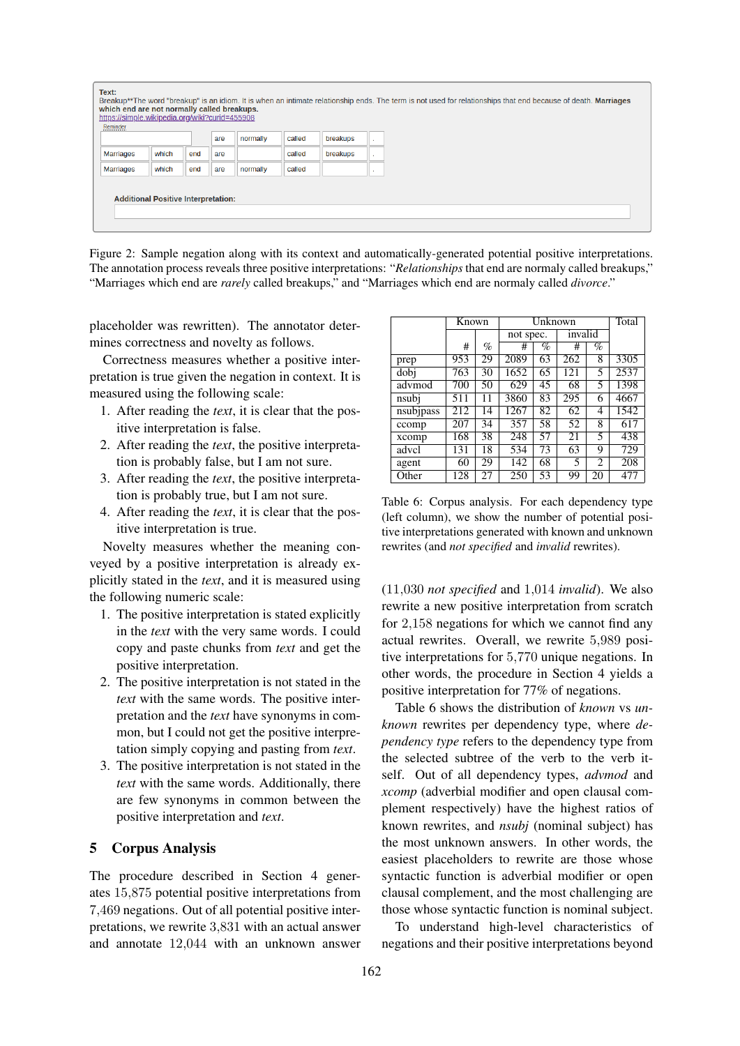Text:
Breakup**The word "breakup" is an idiom. It is when an intimate relationship ends. The term is not used for relationships that end because of death. **Marriages which end are not normally called breakups.**
https://simple.wikipedia.org/wiki?curid=455908
Reminder

| | | | are | normally | called | breakups | . |
|---|---|---|---|---|---|---|---|
| Marriages | which | end | are | | called | breakups | . |
| Marriages | which | end | are | normally | called | | . |

**Additional Positive Interpretation:**

Figure 2: Sample negation along with its context and automatically-generated potential positive interpretations. The annotation process reveals three positive interpretations: "*Relationships* that end are normaly called breakups," "Marriages which end are *rarely* called breakups," and "Marriages which end are normaly called *divorce*."

placeholder was rewritten). The annotator determines correctness and novelty as follows.

Correctness measures whether a positive interpretation is true given the negation in context. It is measured using the following scale:

1. After reading the *text*, it is clear that the positive interpretation is false.
2. After reading the *text*, the positive interpretation is probably false, but I am not sure.
3. After reading the *text*, the positive interpretation is probably true, but I am not sure.
4. After reading the *text*, it is clear that the positive interpretation is true.

Novelty measures whether the meaning conveyed by a positive interpretation is already explicitly stated in the *text*, and it is measured using the following numeric scale:

1. The positive interpretation is stated explicitly in the *text* with the very same words. I could copy and paste chunks from *text* and get the positive interpretation.
2. The positive interpretation is not stated in the *text* with the same words. The positive interpretation and the *text* have synonyms in common, but I could not get the positive interpretation simply copying and pasting from *text*.
3. The positive interpretation is not stated in the *text* with the same words. Additionally, there are few synonyms in common between the positive interpretation and *text*.

## 5 Corpus Analysis

The procedure described in Section 4 generates 15,875 potential positive interpretations from 7,469 negations. Out of all potential positive interpretations, we rewrite 3,831 with an actual answer and annotate 12,044 with an unknown answer (11,030 *not specified* and 1,014 *invalid*). We also rewrite a new positive interpretation from scratch for 2,158 negations for which we cannot find any actual rewrites. Overall, we rewrite 5,989 positive interpretations for 5,770 unique negations. In other words, the procedure in Section 4 yields a positive interpretation for 77% of negations.

| | Known | | Unknown | | | | Total |
|---|---|---|---|---|---|---|---|
| | | | not spec. | | invalid | | |
| | # | % | # | % | # | % | |
| prep | 953 | 29 | 2089 | 63 | 262 | 8 | 3305 |
| dobj | 763 | 30 | 1652 | 65 | 121 | 5 | 2537 |
| advmod | 700 | 50 | 629 | 45 | 68 | 5 | 1398 |
| nsubj | 511 | 11 | 3860 | 83 | 295 | 6 | 4667 |
| nsubjpass | 212 | 14 | 1267 | 82 | 62 | 4 | 1542 |
| ccomp | 207 | 34 | 357 | 58 | 52 | 8 | 617 |
| xcomp | 168 | 38 | 248 | 57 | 21 | 5 | 438 |
| advcl | 131 | 18 | 534 | 73 | 63 | 9 | 729 |
| agent | 60 | 29 | 142 | 68 | 5 | 2 | 208 |
| Other | 128 | 27 | 250 | 53 | 99 | 20 | 477 |

Table 6: Corpus analysis. For each dependency type (left column), we show the number of potential positive interpretations generated with known and unknown rewrites (and *not specified* and *invalid* rewrites).

Table 6 shows the distribution of *known* vs *unknown* rewrites per dependency type, where *dependency type* refers to the dependency type from the selected subtree of the verb to the verb itself. Out of all dependency types, *advmod* and *xcomp* (adverbial modifier and open clausal complement respectively) have the highest ratios of known rewrites, and *nsubj* (nominal subject) has the most unknown answers. In other words, the easiest placeholders to rewrite are those whose syntactic function is adverbial modifier or open clausal complement, and the most challenging are those whose syntactic function is nominal subject.

To understand high-level characteristics of negations and their positive interpretations beyond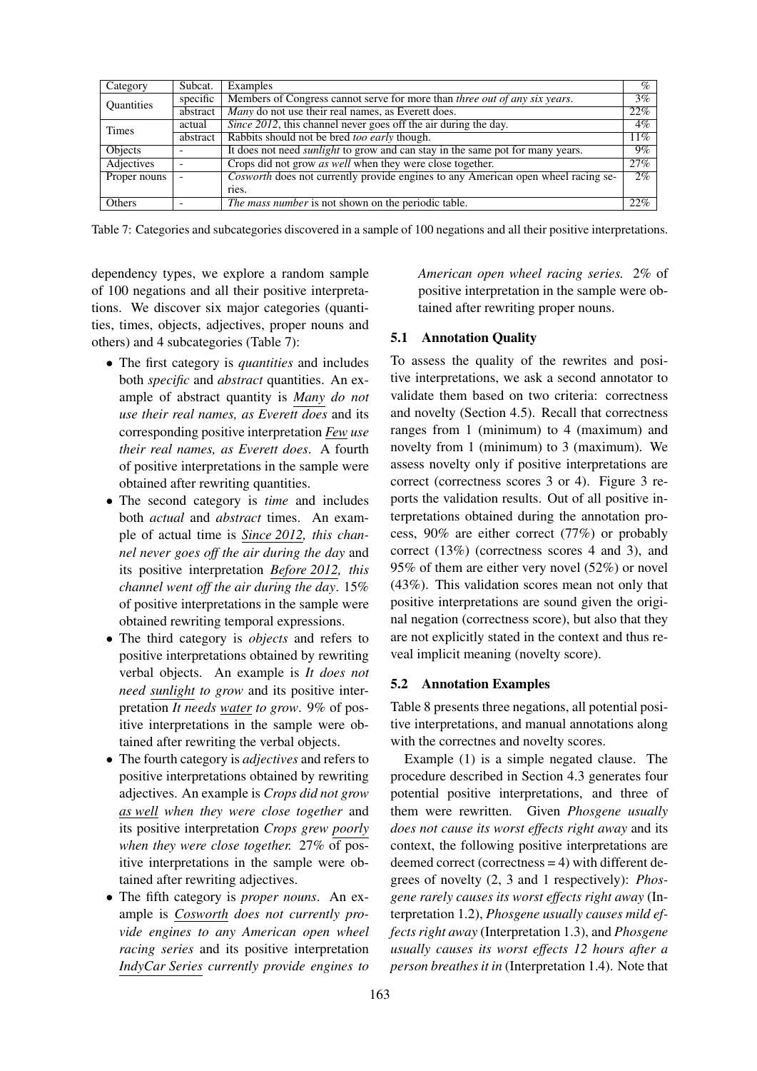| Category | Subcat. | Examples | % |
|---|---|---|---|
| Quantities | specific | Members of Congress cannot serve for more than *three out of any six years*. | 3% |
| | abstract | *Many* do not use their real names, as Everett does. | 22% |
| Times | actual | *Since 2012*, this channel never goes off the air during the day. | 4% |
| | abstract | Rabbits should not be bred *too early* though. | 11% |
| Objects | - | It does not need *sunlight* to grow and can stay in the same pot for many years. | 9% |
| Adjectives | - | Crops did not grow *as well* when they were close together. | 27% |
| Proper nouns | - | *Cosworth* does not currently provide engines to any American open wheel racing series. | 2% |
| Others | - | *The mass number* is not shown on the periodic table. | 22% |

Table 7: Categories and subcategories discovered in a sample of 100 negations and all their positive interpretations.

dependency types, we explore a random sample of 100 negations and all their positive interpretations. We discover six major categories (quantities, times, objects, adjectives, proper nouns and others) and 4 subcategories (Table 7):

- The first category is *quantities* and includes both *specific* and *abstract* quantities. An example of abstract quantity is *Many do not use their real names, as Everett does* and its corresponding positive interpretation *Few use their real names, as Everett does*. A fourth of positive interpretations in the sample were obtained after rewriting quantities.
- The second category is *time* and includes both *actual* and *abstract* times. An example of actual time is *Since 2012, this channel never goes off the air during the day* and its positive interpretation *Before 2012, this channel went off the air during the day*. 15% of positive interpretations in the sample were obtained rewriting temporal expressions.
- The third category is *objects* and refers to positive interpretations obtained by rewriting verbal objects. An example is *It does not need sunlight to grow* and its positive interpretation *It needs water to grow*. 9% of positive interpretations in the sample were obtained after rewriting the verbal objects.
- The fourth category is *adjectives* and refers to positive interpretations obtained by rewriting adjectives. An example is *Crops did not grow as well when they were close together* and its positive interpretation *Crops grew poorly when they were close together.* 27% of positive interpretations in the sample were obtained after rewriting adjectives.
- The fifth category is *proper nouns*. An example is *Cosworth does not currently provide engines to any American open wheel racing series* and its positive interpretation *IndyCar Series currently provide engines to American open wheel racing series.* 2% of positive interpretation in the sample were obtained after rewriting proper nouns.

### 5.1 Annotation Quality

To assess the quality of the rewrites and positive interpretations, we ask a second annotator to validate them based on two criteria: correctness and novelty (Section 4.5). Recall that correctness ranges from 1 (minimum) to 4 (maximum) and novelty from 1 (minimum) to 3 (maximum). We assess novelty only if positive interpretations are correct (correctness scores 3 or 4). Figure 3 reports the validation results. Out of all positive interpretations obtained during the annotation process, 90% are either correct (77%) or probably correct (13%) (correctness scores 4 and 3), and 95% of them are either very novel (52%) or novel (43%). This validation scores mean not only that positive interpretations are sound given the original negation (correctness score), but also that they are not explicitly stated in the context and thus reveal implicit meaning (novelty score).

### 5.2 Annotation Examples

Table 8 presents three negations, all potential positive interpretations, and manual annotations along with the correctnes and novelty scores.

Example (1) is a simple negated clause. The procedure described in Section 4.3 generates four potential positive interpretations, and three of them were rewritten. Given *Phosgene usually does not cause its worst effects right away* and its context, the following positive interpretations are deemed correct (correctness = 4) with different degrees of novelty (2, 3 and 1 respectively): *Phosgene rarely causes its worst effects right away* (Interpretation 1.2), *Phosgene usually causes mild effects right away* (Interpretation 1.3), and *Phosgene usually causes its worst effects 12 hours after a person breathes it in* (Interpretation 1.4). Note that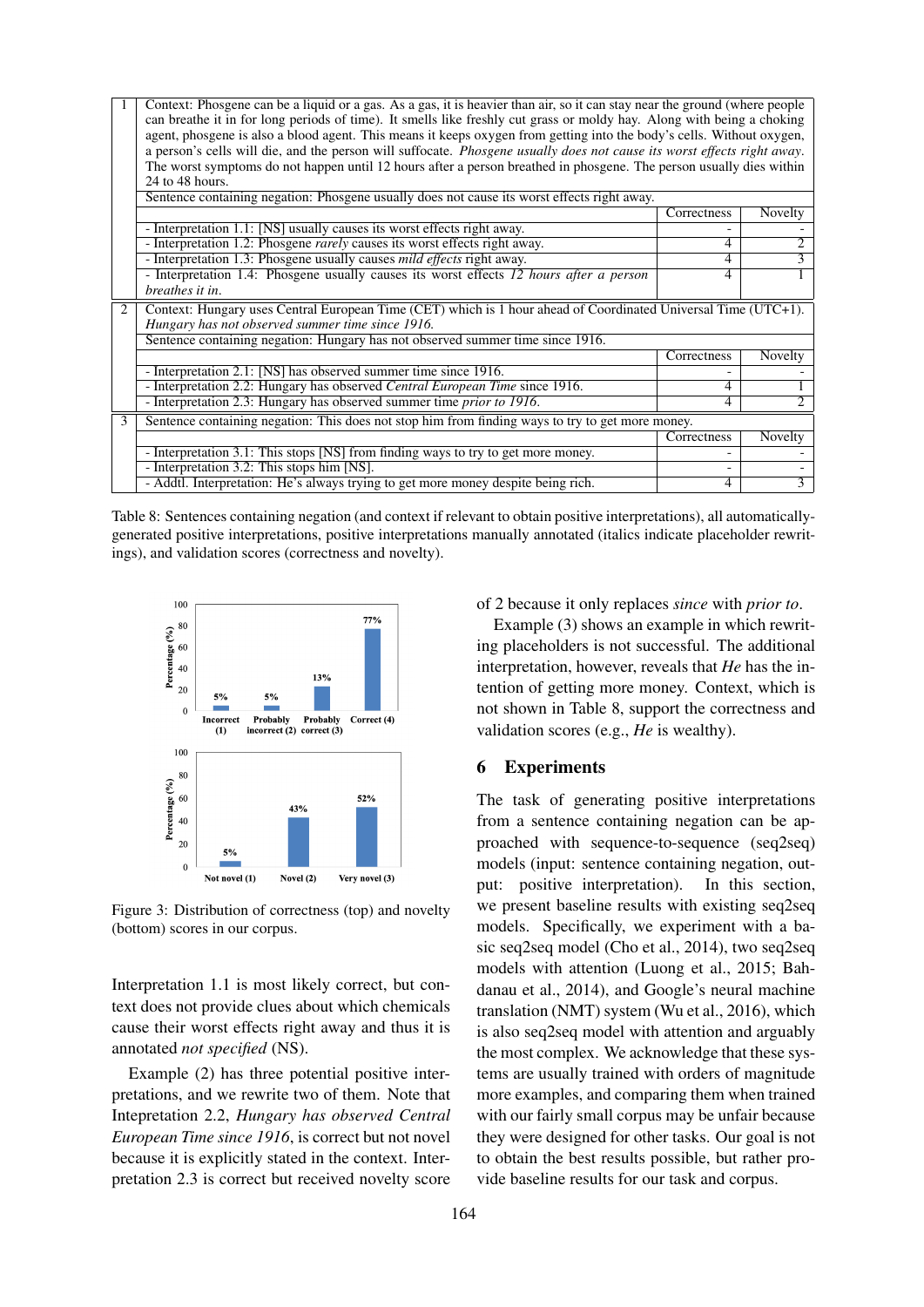| | | Correctness | Novelty |
|---|---|---|---|
| 1 | Context: Phosgene can be a liquid or a gas. As a gas, it is heavier than air, so it can stay near the ground (where people can breathe it in for long periods of time). It smells like freshly cut grass or moldy hay. Along with being a choking agent, phosgene is also a blood agent. This means it keeps oxygen from getting into the body's cells. Without oxygen, a person's cells will die, and the person will suffocate. *Phosgene usually does not cause its worst effects right away.* The worst symptoms do not happen until 12 hours after a person breathed in phosgene. The person usually dies within 24 to 48 hours. | | |
| | Sentence containing negation: Phosgene usually does not cause its worst effects right away. | | |
| | - Interpretation 1.1: [NS] usually causes its worst effects right away. | - | - |
| | - Interpretation 1.2: Phosgene *rarely* causes its worst effects right away. | 4 | 2 |
| | - Interpretation 1.3: Phosgene usually causes *mild effects* right away. | 4 | 3 |
| | - Interpretation 1.4: Phosgene usually causes its worst effects *12 hours after a person breathes it in*. | 4 | 1 |
| 2 | Context: Hungary uses Central European Time (CET) which is 1 hour ahead of Coordinated Universal Time (UTC+1). *Hungary has not observed summer time since 1916.* | | |
| | Sentence containing negation: Hungary has not observed summer time since 1916. | | |
| | - Interpretation 2.1: [NS] has observed summer time since 1916. | - | - |
| | - Interpretation 2.2: Hungary has observed *Central European Time* since 1916. | 4 | 1 |
| | - Interpretation 2.3: Hungary has observed summer time *prior to 1916*. | 4 | 2 |
| 3 | Sentence containing negation: This does not stop him from finding ways to try to get more money. | | |
| | - Interpretation 3.1: This stops [NS] from finding ways to try to get more money. | - | - |
| | - Interpretation 3.2: This stops him [NS]. | - | - |
| | - Addtl. Interpretation: He's always trying to get more money despite being rich. | 4 | 3 |

Table 8: Sentences containing negation (and context if relevant to obtain positive interpretations), all automatically-generated positive interpretations, positive interpretations manually annotated (italics indicate placeholder rewritings), and validation scores (correctness and novelty).

| Correctness | Incorrect (1) | Probably incorrect (2) | Probably correct (3) | Correct (4) |
|---|---|---|---|---|
| Percentage (%) | 5% | 5% | 13% | 77% |

| Novelty | Not novel (1) | Novel (2) | Very novel (3) |
|---|---|---|---|
| Percentage (%) | 5% | 43% | 52% |

Figure 3: Distribution of correctness (top) and novelty (bottom) scores in our corpus.

Interpretation 1.1 is most likely correct, but context does not provide clues about which chemicals cause their worst effects right away and thus it is annotated *not specified* (NS).

Example (2) has three potential positive interpretations, and we rewrite two of them. Note that Intepretation 2.2, *Hungary has observed Central European Time since 1916*, is correct but not novel because it is explicitly stated in the context. Interpretation 2.3 is correct but received novelty score of 2 because it only replaces *since* with *prior to*.

Example (3) shows an example in which rewriting placeholders is not successful. The additional interpretation, however, reveals that *He* has the intention of getting more money. Context, which is not shown in Table 8, support the correctness and validation scores (e.g., *He* is wealthy).

## 6 Experiments

The task of generating positive interpretations from a sentence containing negation can be approached with sequence-to-sequence (seq2seq) models (input: sentence containing negation, output: positive interpretation). In this section, we present baseline results with existing seq2seq models. Specifically, we experiment with a basic seq2seq model (Cho et al., 2014), two seq2seq models with attention (Luong et al., 2015; Bahdanau et al., 2014), and Google's neural machine translation (NMT) system (Wu et al., 2016), which is also seq2seq model with attention and arguably the most complex. We acknowledge that these systems are usually trained with orders of magnitude more examples, and comparing them when trained with our fairly small corpus may be unfair because they were designed for other tasks. Our goal is not to obtain the best results possible, but rather provide baseline results for our task and corpus.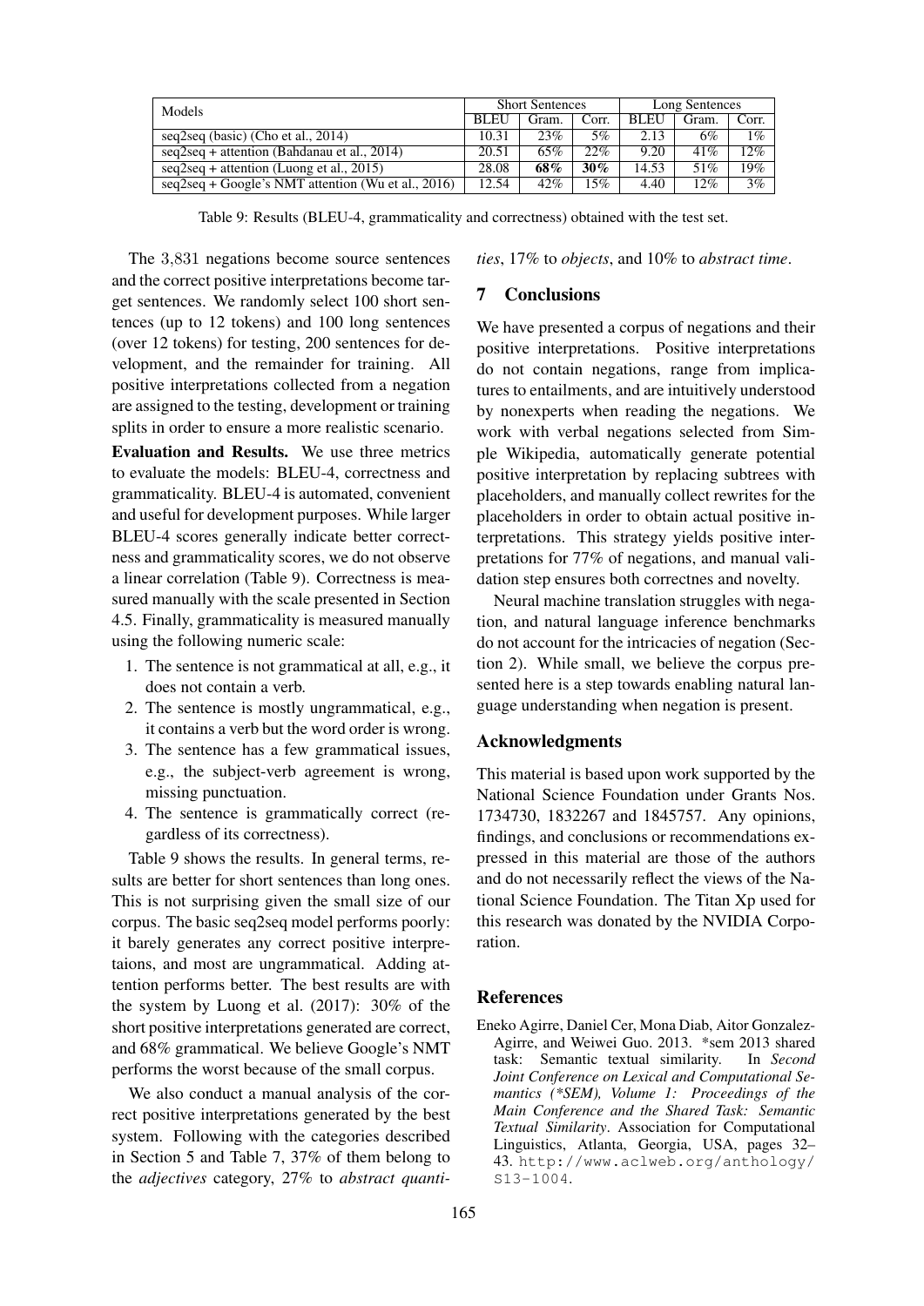| Models | Short Sentences | | | Long Sentences | | |
|---|---|---|---|---|---|---|
| | BLEU | Gram. | Corr. | BLEU | Gram. | Corr. |
| seq2seq (basic) (Cho et al., 2014) | 10.31 | 23% | 5% | 2.13 | 6% | 1% |
| seq2seq + attention (Bahdanau et al., 2014) | 20.51 | 65% | 22% | 9.20 | 41% | 12% |
| seq2seq + attention (Luong et al., 2015) | 28.08 | **68%** | **30%** | 14.53 | 51% | 19% |
| seq2seq + Google's NMT attention (Wu et al., 2016) | 12.54 | 42% | 15% | 4.40 | 12% | 3% |

Table 9: Results (BLEU-4, grammaticality and correctness) obtained with the test set.

The 3,831 negations become source sentences and the correct positive interpretations become target sentences. We randomly select 100 short sentences (up to 12 tokens) and 100 long sentences (over 12 tokens) for testing, 200 sentences for development, and the remainder for training. All positive interpretations collected from a negation are assigned to the testing, development or training splits in order to ensure a more realistic scenario.

**Evaluation and Results.** We use three metrics to evaluate the models: BLEU-4, correctness and grammaticality. BLEU-4 is automated, convenient and useful for development purposes. While larger BLEU-4 scores generally indicate better correctness and grammaticality scores, we do not observe a linear correlation (Table 9). Correctness is measured manually with the scale presented in Section 4.5. Finally, grammaticality is measured manually using the following numeric scale:

1. The sentence is not grammatical at all, e.g., it does not contain a verb.
2. The sentence is mostly ungrammatical, e.g., it contains a verb but the word order is wrong.
3. The sentence has a few grammatical issues, e.g., the subject-verb agreement is wrong, missing punctuation.
4. The sentence is grammatically correct (regardless of its correctness).

Table 9 shows the results. In general terms, results are better for short sentences than long ones. This is not surprising given the small size of our corpus. The basic seq2seq model performs poorly: it barely generates any correct positive interpretaions, and most are ungrammatical. Adding attention performs better. The best results are with the system by Luong et al. (2017): 30% of the short positive interpretations generated are correct, and 68% grammatical. We believe Google's NMT performs the worst because of the small corpus.

We also conduct a manual analysis of the correct positive interpretations generated by the best system. Following with the categories described in Section 5 and Table 7, 37% of them belong to the *adjectives* category, 27% to *abstract quantities*, 17% to *objects*, and 10% to *abstract time*.

## 7 Conclusions

We have presented a corpus of negations and their positive interpretations. Positive interpretations do not contain negations, range from implicatures to entailments, and are intuitively understood by nonexperts when reading the negations. We work with verbal negations selected from Simple Wikipedia, automatically generate potential positive interpretation by replacing subtrees with placeholders, and manually collect rewrites for the placeholders in order to obtain actual positive interpretations. This strategy yields positive interpretations for 77% of negations, and manual validation step ensures both correctnes and novelty.

Neural machine translation struggles with negation, and natural language inference benchmarks do not account for the intricacies of negation (Section 2). While small, we believe the corpus presented here is a step towards enabling natural language understanding when negation is present.

## Acknowledgments

This material is based upon work supported by the National Science Foundation under Grants Nos. 1734730, 1832267 and 1845757. Any opinions, findings, and conclusions or recommendations expressed in this material are those of the authors and do not necessarily reflect the views of the National Science Foundation. The Titan Xp used for this research was donated by the NVIDIA Corporation.

## References

Eneko Agirre, Daniel Cer, Mona Diab, Aitor Gonzalez-Agirre, and Weiwei Guo. 2013. *sem 2013 shared task: Semantic textual similarity. In *Second Joint Conference on Lexical and Computational Semantics (*SEM), Volume 1: Proceedings of the Main Conference and the Shared Task: Semantic Textual Similarity*. Association for Computational Linguistics, Atlanta, Georgia, USA, pages 32–43. http://www.aclweb.org/anthology/S13-1004.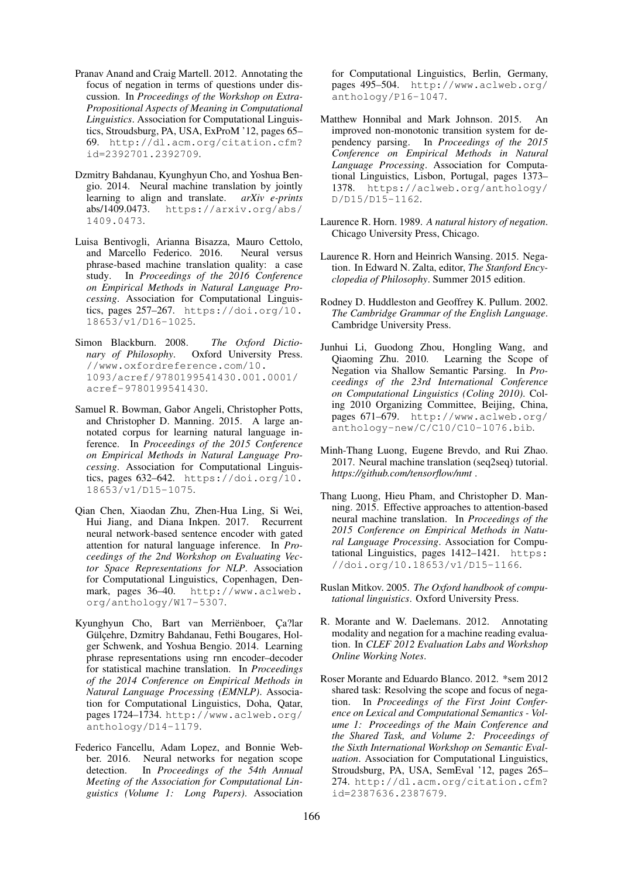Pranav Anand and Craig Martell. 2012. Annotating the focus of negation in terms of questions under discussion. In *Proceedings of the Workshop on Extra-Propositional Aspects of Meaning in Computational Linguistics*. Association for Computational Linguistics, Stroudsburg, PA, USA, ExProM '12, pages 65–69. http://dl.acm.org/citation.cfm?id=2392701.2392709.

Dzmitry Bahdanau, Kyunghyun Cho, and Yoshua Bengio. 2014. Neural machine translation by jointly learning to align and translate. *arXiv e-prints* abs/1409.0473. https://arxiv.org/abs/1409.0473.

Luisa Bentivogli, Arianna Bisazza, Mauro Cettolo, and Marcello Federico. 2016. Neural versus phrase-based machine translation quality: a case study. In *Proceedings of the 2016 Conference on Empirical Methods in Natural Language Processing*. Association for Computational Linguistics, pages 257–267. https://doi.org/10.18653/v1/D16-1025.

Simon Blackburn. 2008. *The Oxford Dictionary of Philosophy*. Oxford University Press. //www.oxfordreference.com/10.1093/acref/9780199541430.001.0001/acref-9780199541430.

Samuel R. Bowman, Gabor Angeli, Christopher Potts, and Christopher D. Manning. 2015. A large annotated corpus for learning natural language inference. In *Proceedings of the 2015 Conference on Empirical Methods in Natural Language Processing*. Association for Computational Linguistics, pages 632–642. https://doi.org/10.18653/v1/D15-1075.

Qian Chen, Xiaodan Zhu, Zhen-Hua Ling, Si Wei, Hui Jiang, and Diana Inkpen. 2017. Recurrent neural network-based sentence encoder with gated attention for natural language inference. In *Proceedings of the 2nd Workshop on Evaluating Vector Space Representations for NLP*. Association for Computational Linguistics, Copenhagen, Denmark, pages 36–40. http://www.aclweb.org/anthology/W17-5307.

Kyunghyun Cho, Bart van Merriënboer, Ça?lar Gülçehre, Dzmitry Bahdanau, Fethi Bougares, Holger Schwenk, and Yoshua Bengio. 2014. Learning phrase representations using rnn encoder–decoder for statistical machine translation. In *Proceedings of the 2014 Conference on Empirical Methods in Natural Language Processing (EMNLP)*. Association for Computational Linguistics, Doha, Qatar, pages 1724–1734. http://www.aclweb.org/anthology/D14-1179.

Federico Fancellu, Adam Lopez, and Bonnie Webber. 2016. Neural networks for negation scope detection. In *Proceedings of the 54th Annual Meeting of the Association for Computational Linguistics (Volume 1: Long Papers)*. Association for Computational Linguistics, Berlin, Germany, pages 495–504. http://www.aclweb.org/anthology/P16-1047.

Matthew Honnibal and Mark Johnson. 2015. An improved non-monotonic transition system for dependency parsing. In *Proceedings of the 2015 Conference on Empirical Methods in Natural Language Processing*. Association for Computational Linguistics, Lisbon, Portugal, pages 1373–1378. https://aclweb.org/anthology/D/D15/D15-1162.

Laurence R. Horn. 1989. *A natural history of negation*. Chicago University Press, Chicago.

Laurence R. Horn and Heinrich Wansing. 2015. Negation. In Edward N. Zalta, editor, *The Stanford Encyclopedia of Philosophy*. Summer 2015 edition.

Rodney D. Huddleston and Geoffrey K. Pullum. 2002. *The Cambridge Grammar of the English Language*. Cambridge University Press.

Junhui Li, Guodong Zhou, Hongling Wang, and Qiaoming Zhu. 2010. Learning the Scope of Negation via Shallow Semantic Parsing. In *Proceedings of the 23rd International Conference on Computational Linguistics (Coling 2010)*. Coling 2010 Organizing Committee, Beijing, China, pages 671–679. http://www.aclweb.org/anthology-new/C/C10/C10-1076.bib.

Minh-Thang Luong, Eugene Brevdo, and Rui Zhao. 2017. Neural machine translation (seq2seq) tutorial. *https://github.com/tensorflow/nmt* .

Thang Luong, Hieu Pham, and Christopher D. Manning. 2015. Effective approaches to attention-based neural machine translation. In *Proceedings of the 2015 Conference on Empirical Methods in Natural Language Processing*. Association for Computational Linguistics, pages 1412–1421. https://doi.org/10.18653/v1/D15-1166.

Ruslan Mitkov. 2005. *The Oxford handbook of computational linguistics*. Oxford University Press.

R. Morante and W. Daelemans. 2012. Annotating modality and negation for a machine reading evaluation. In *CLEF 2012 Evaluation Labs and Workshop Online Working Notes*.

Roser Morante and Eduardo Blanco. 2012. *sem 2012 shared task: Resolving the scope and focus of negation. In *Proceedings of the First Joint Conference on Lexical and Computational Semantics - Volume 1: Proceedings of the Main Conference and the Shared Task, and Volume 2: Proceedings of the Sixth International Workshop on Semantic Evaluation*. Association for Computational Linguistics, Stroudsburg, PA, USA, SemEval '12, pages 265–274. http://dl.acm.org/citation.cfm?id=2387636.2387679.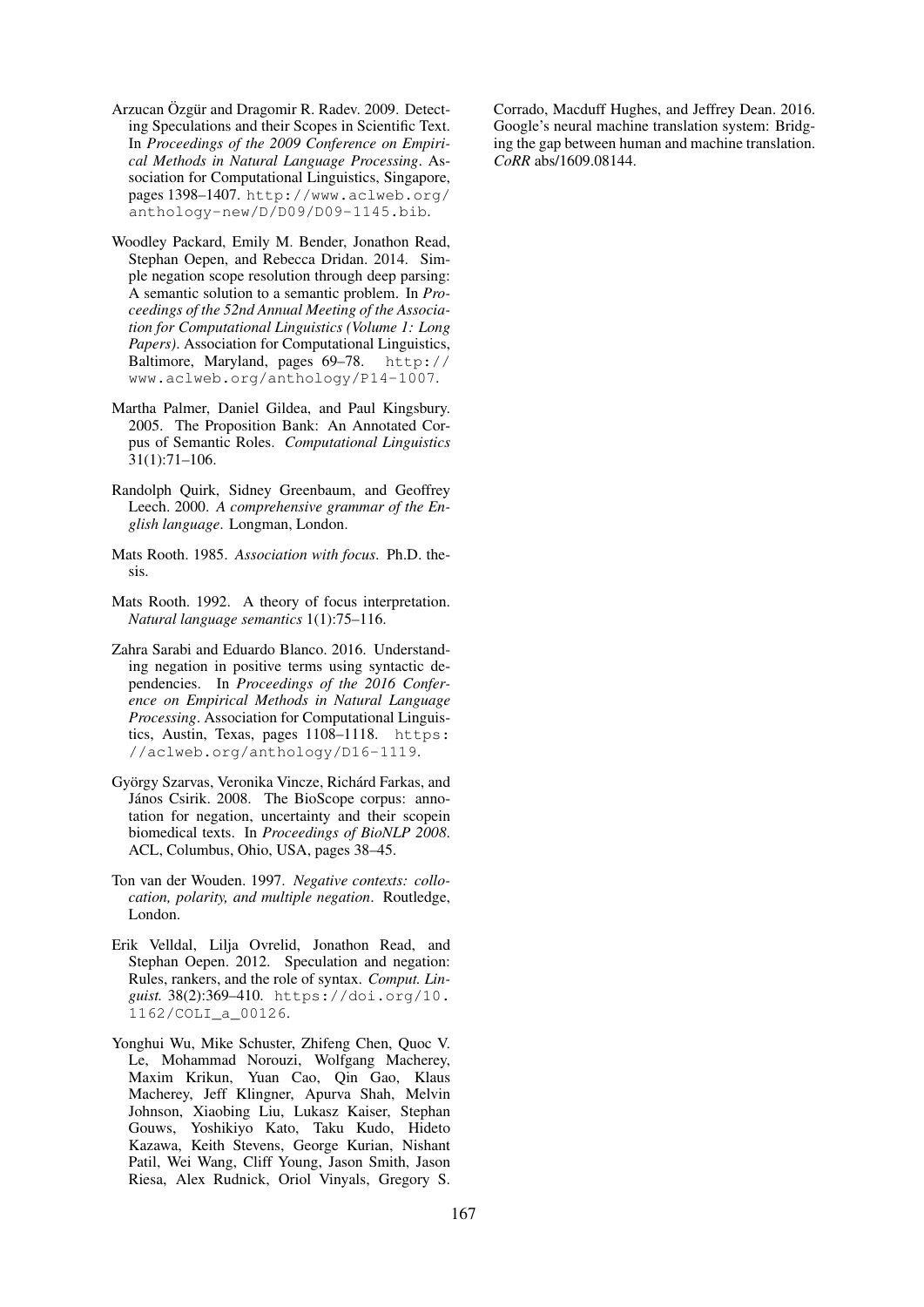Arzucan Özgür and Dragomir R. Radev. 2009. Detecting Speculations and their Scopes in Scientific Text. In *Proceedings of the 2009 Conference on Empirical Methods in Natural Language Processing*. Association for Computational Linguistics, Singapore, pages 1398–1407. http://www.aclweb.org/anthology-new/D/D09/D09-1145.bib.

Woodley Packard, Emily M. Bender, Jonathon Read, Stephan Oepen, and Rebecca Dridan. 2014. Simple negation scope resolution through deep parsing: A semantic solution to a semantic problem. In *Proceedings of the 52nd Annual Meeting of the Association for Computational Linguistics (Volume 1: Long Papers)*. Association for Computational Linguistics, Baltimore, Maryland, pages 69–78. http://www.aclweb.org/anthology/P14-1007.

Martha Palmer, Daniel Gildea, and Paul Kingsbury. 2005. The Proposition Bank: An Annotated Corpus of Semantic Roles. *Computational Linguistics* 31(1):71–106.

Randolph Quirk, Sidney Greenbaum, and Geoffrey Leech. 2000. *A comprehensive grammar of the English language*. Longman, London.

Mats Rooth. 1985. *Association with focus*. Ph.D. thesis.

Mats Rooth. 1992. A theory of focus interpretation. *Natural language semantics* 1(1):75–116.

Zahra Sarabi and Eduardo Blanco. 2016. Understanding negation in positive terms using syntactic dependencies. In *Proceedings of the 2016 Conference on Empirical Methods in Natural Language Processing*. Association for Computational Linguistics, Austin, Texas, pages 1108–1118. https://aclweb.org/anthology/D16-1119.

György Szarvas, Veronika Vincze, Richárd Farkas, and János Csirik. 2008. The BioScope corpus: annotation for negation, uncertainty and their scopein biomedical texts. In *Proceedings of BioNLP 2008*. ACL, Columbus, Ohio, USA, pages 38–45.

Ton van der Wouden. 1997. *Negative contexts: collocation, polarity, and multiple negation*. Routledge, London.

Erik Velldal, Lilja Ovrelid, Jonathon Read, and Stephan Oepen. 2012. Speculation and negation: Rules, rankers, and the role of syntax. *Comput. Linguist.* 38(2):369–410. https://doi.org/10.1162/COLI_a_00126.

Yonghui Wu, Mike Schuster, Zhifeng Chen, Quoc V. Le, Mohammad Norouzi, Wolfgang Macherey, Maxim Krikun, Yuan Cao, Qin Gao, Klaus Macherey, Jeff Klingner, Apurva Shah, Melvin Johnson, Xiaobing Liu, Lukasz Kaiser, Stephan Gouws, Yoshikiyo Kato, Taku Kudo, Hideto Kazawa, Keith Stevens, George Kurian, Nishant Patil, Wei Wang, Cliff Young, Jason Smith, Jason Riesa, Alex Rudnick, Oriol Vinyals, Gregory S. Corrado, Macduff Hughes, and Jeffrey Dean. 2016. Google's neural machine translation system: Bridging the gap between human and machine translation. *CoRR* abs/1609.08144.